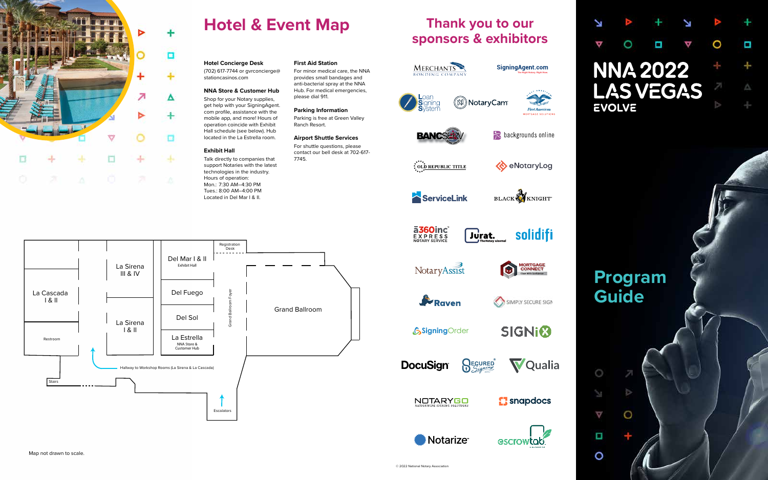# Hotel & Event Map

**Hotel Concierge Desk**
(702) 617-7744 or gvrconcierge@stationcasinos.com

**NNA Store & Customer Hub**
Shop for your Notary supplies, get help with your SigningAgent.com profile, assistance with the mobile app, and more! Hours of operation coincide with Exhibit Hall schedule (see below). Hub located in the La Estrella room.

**Exhibit Hall**
Talk directly to companies that support Notaries with the latest technologies in the industry.
Hours of operation:
Mon.: 7:30 AM–4:30 PM
Tues.: 8:00 AM–4:00 PM
Located in Del Mar I & II.

**First Aid Station**
For minor medical care, the NNA provides small bandages and anti-bacterial spray at the NNA Hub. For medical emergencies, please dial 911.

**Parking Information**
Parking is free at Green Valley Ranch Resort.

**Airport Shuttle Services**
For shuttle questions, please contact our bell desk at 702-617-7745.

La Cascada I & II
Restroom
La Sirena III & IV
La Sirena I & II
Del Mar I & II
Exhibit Hall
Del Fuego
Del Sol
La Estrella
NNA Store & Customer Hub
Registration Desk
Grand Ballroom Foyer
Grand Ballroom
Hallway to Workshop Rooms (La Sirena & La Cascada)
Stairs
Escalators

Map not drawn to scale.

# Thank you to our sponsors & exhibitors

Merchants Bonding Company
SigningAgent.com
Loan Signing System
NotaryCam
First American Mortgage Solutions
BancServ
backgrounds online
Old Republic Title
eNotaryLog
ServiceLink
Black Knight
a360inc Express Notary Service
Jurat. The Notary eJournal
solidifi
NotaryAssist
Mortgage Connect
Raven
Simply Secure Sign
SigningOrder
SIGNiX
DocuSign
Secured Signing
Qualia
NotaryGo Nationwide Signing Solutions
snapdocs
Notarize
escrowtab

© 2022 National Notary Association

# NNA 2022 LAS VEGAS

EVOLVE

# Program Guide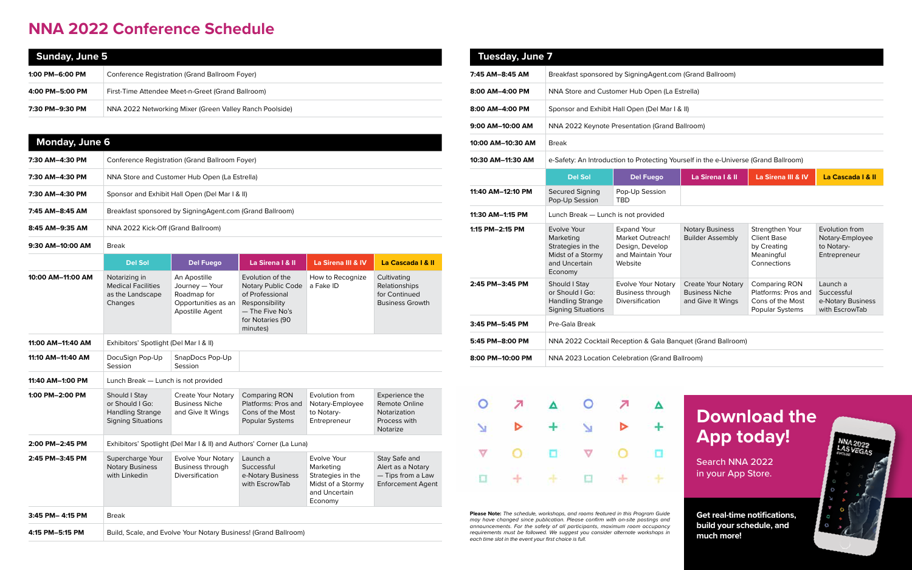# NNA 2022 Conference Schedule

## Sunday, June 5

| | |
|---|---|
| 1:00 PM–6:00 PM | Conference Registration (Grand Ballroom Foyer) |
| 4:00 PM–5:00 PM | First-Time Attendee Meet-n-Greet (Grand Ballroom) |
| 7:30 PM–9:30 PM | NNA 2022 Networking Mixer (Green Valley Ranch Poolside) |

## Monday, June 6

| | | | | | |
|---|---|---|---|---|---|
| 7:30 AM–4:30 PM | Conference Registration (Grand Ballroom Foyer) | | | | |
| 7:30 AM–4:30 PM | NNA Store and Customer Hub Open (La Estrella) | | | | |
| 7:30 AM–4:30 PM | Sponsor and Exhibit Hall Open (Del Mar I & II) | | | | |
| 7:45 AM–8:45 AM | Breakfast sponsored by SigningAgent.com (Grand Ballroom) | | | | |
| 8:45 AM–9:35 AM | NNA 2022 Kick-Off (Grand Ballroom) | | | | |
| 9:30 AM–10:00 AM | Break | | | | |
| | **Del Sol** | **Del Fuego** | **La Sirena I & II** | **La Sirena III & IV** | **La Cascada I & II** |
| 10:00 AM–11:00 AM | Notarizing in Medical Facilities as the Landscape Changes | An Apostille Journey — Your Roadmap for Opportunities as an Apostille Agent | Evolution of the Notary Public Code of Professional Responsibility — The Five No's for Notaries (90 minutes) | How to Recognize a Fake ID | Cultivating Relationships for Continued Business Growth |
| 11:00 AM–11:40 AM | Exhibitors' Spotlight (Del Mar I & II) | | | | |
| 11:10 AM–11:40 AM | DocuSign Pop-Up Session | SnapDocs Pop-Up Session | | | |
| 11:40 AM–1:00 PM | Lunch Break — Lunch is not provided | | | | |
| 1:00 PM–2:00 PM | Should I Stay or Should I Go: Handling Strange Signing Situations | Create Your Notary Business Niche and Give It Wings | Comparing RON Platforms: Pros and Cons of the Most Popular Systems | Evolution from Notary-Employee to Notary-Entrepreneur | Experience the Remote Online Notarization Process with Notarize |
| 2:00 PM–2:45 PM | Exhibitors' Spotlight (Del Mar I & II) and Authors' Corner (La Luna) | | | | |
| 2:45 PM–3:45 PM | Supercharge Your Notary Business with LinkedIn | Evolve Your Notary Business through Diversification | Launch a Successful e-Notary Business with EscrowTab | Evolve Your Marketing Strategies in the Midst of a Stormy and Uncertain Economy | Stay Safe and Alert as a Notary — Tips from a Law Enforcement Agent |
| 3:45 PM– 4:15 PM | Break | | | | |
| 4:15 PM–5:15 PM | Build, Scale, and Evolve Your Notary Business! (Grand Ballroom) | | | | |

## Tuesday, June 7

| | | | | | |
|---|---|---|---|---|---|
| 7:45 AM–8:45 AM | Breakfast sponsored by SigningAgent.com (Grand Ballroom) | | | | |
| 8:00 AM–4:00 PM | NNA Store and Customer Hub Open (La Estrella) | | | | |
| 8:00 AM–4:00 PM | Sponsor and Exhibit Hall Open (Del Mar I & II) | | | | |
| 9:00 AM–10:00 AM | NNA 2022 Keynote Presentation (Grand Ballroom) | | | | |
| 10:00 AM–10:30 AM | Break | | | | |
| 10:30 AM–11:30 AM | e-Safety: An Introduction to Protecting Yourself in the e-Universe (Grand Ballroom) | | | | |
| | **Del Sol** | **Del Fuego** | **La Sirena I & II** | **La Sirena III & IV** | **La Cascada I & II** |
| 11:40 AM–12:10 PM | Secured Signing Pop-Up Session | Pop-Up Session TBD | | | |
| 11:30 AM–1:15 PM | Lunch Break — Lunch is not provided | | | | |
| 1:15 PM–2:15 PM | Evolve Your Marketing Strategies in the Midst of a Stormy and Uncertain Economy | Expand Your Market Outreach! Design, Develop and Maintain Your Website | Notary Business Builder Assembly | Strengthen Your Client Base by Creating Meaningful Connections | Evolution from Notary-Employee to Notary-Entrepreneur |
| 2:45 PM–3:45 PM | Should I Stay or Should I Go: Handling Strange Signing Situations | Evolve Your Notary Business through Diversification | Create Your Notary Business Niche and Give It Wings | Comparing RON Platforms: Pros and Cons of the Most Popular Systems | Launch a Successful e-Notary Business with EscrowTab |
| 3:45 PM–5:45 PM | Pre-Gala Break | | | | |
| 5:45 PM–8:00 PM | NNA 2022 Cocktail Reception & Gala Banquet (Grand Ballroom) | | | | |
| 8:00 PM–10:00 PM | NNA 2023 Location Celebration (Grand Ballroom) | | | | |

**Please Note:** *The schedule, workshops, and rooms featured in this Program Guide may have changed since publication. Please confirm with on-site postings and announcements. For the safety of all participants, maximum room occupancy requirements must be followed. We suggest you consider alternate workshops in each time slot in the event your first choice is full.*

## Download the App today!

Search NNA 2022 in your App Store.

**Get real-time notifications, build your schedule, and much more!**